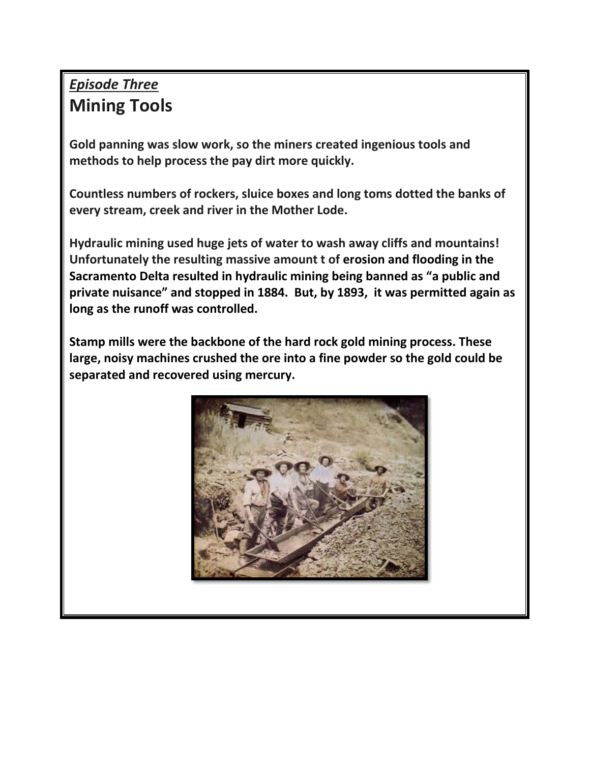## *Episode Three*

# Mining Tools

**Gold panning was slow work, so the miners created ingenious tools and methods to help process the pay dirt more quickly.**

**Countless numbers of rockers, sluice boxes and long toms dotted the banks of every stream, creek and river in the Mother Lode.**

**Hydraulic mining used huge jets of water to wash away cliffs and mountains! Unfortunately the resulting massive amount t of erosion and flooding in the Sacramento Delta resulted in hydraulic mining being banned as "a public and private nuisance" and stopped in 1884. But, by 1893, it was permitted again as long as the runoff was controlled.**

**Stamp mills were the backbone of the hard rock gold mining process. These large, noisy machines crushed the ore into a fine powder so the gold could be separated and recovered using mercury.**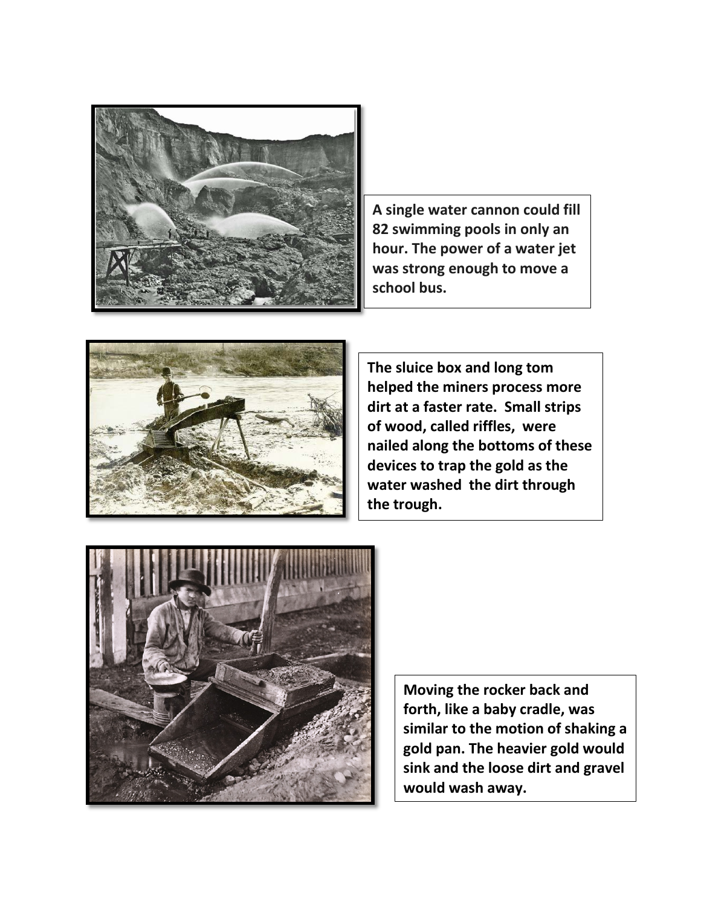**A single water cannon could fill 82 swimming pools in only an hour. The power of a water jet was strong enough to move a school bus.**

**The sluice box and long tom helped the miners process more dirt at a faster rate. Small strips of wood, called riffles, were nailed along the bottoms of these devices to trap the gold as the water washed the dirt through the trough.**

**Moving the rocker back and forth, like a baby cradle, was similar to the motion of shaking a gold pan. The heavier gold would sink and the loose dirt and gravel would wash away.**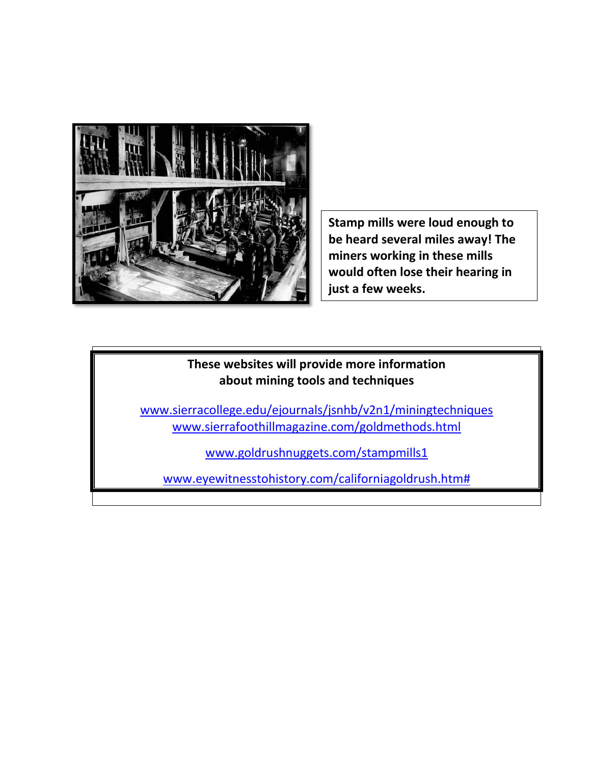**Stamp mills were loud enough to be heard several miles away! The miners working in these mills would often lose their hearing in just a few weeks.**

**These websites will provide more information about mining tools and techniques**

www.sierracollege.edu/ejournals/jsnhb/v2n1/miningtechniques
www.sierrafoothillmagazine.com/goldmethods.html

www.goldrushnuggets.com/stampmills1

www.eyewitnesstohistory.com/californiagoldrush.htm#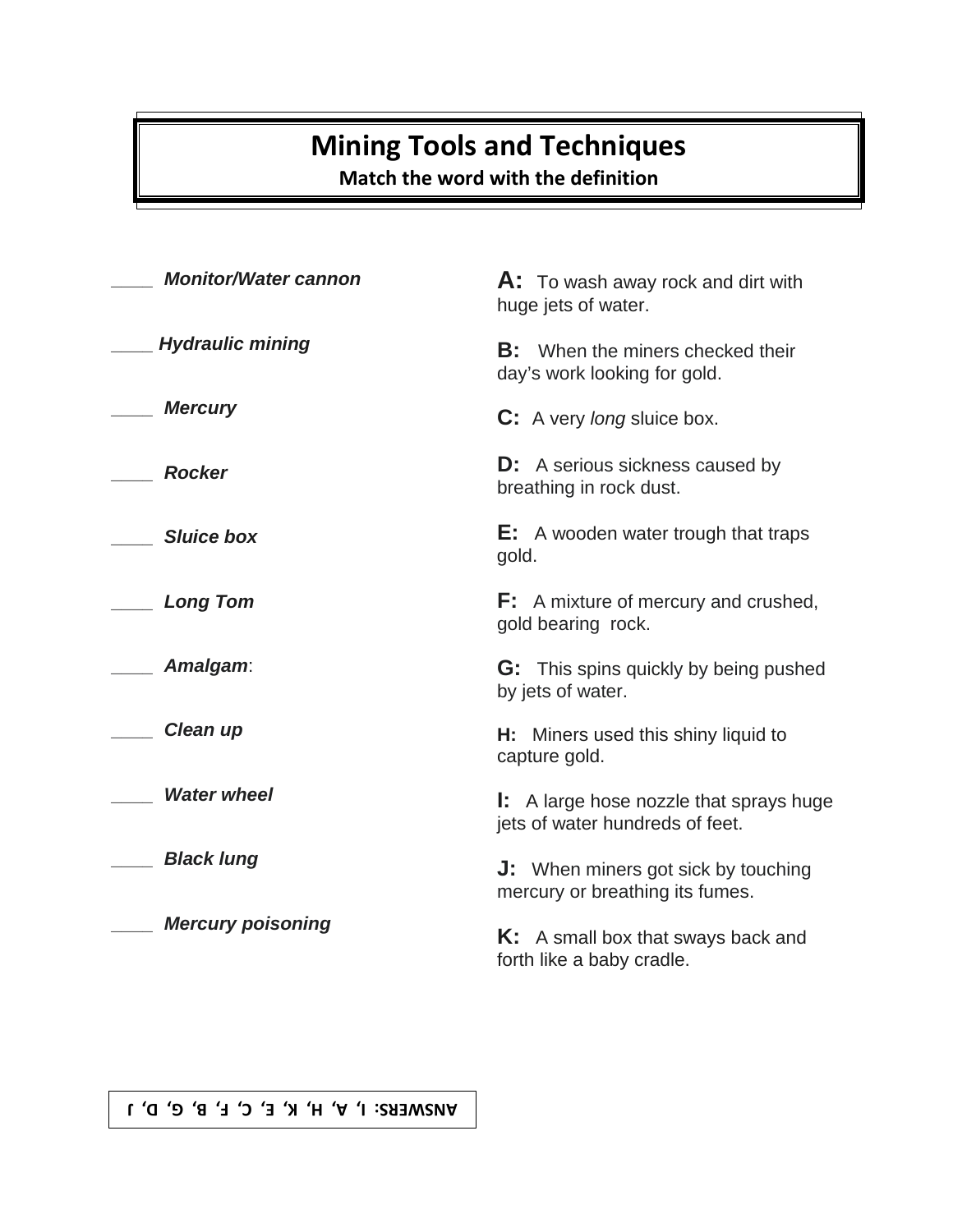# Mining Tools and Techniques

**Match the word with the definition**

____ ***Monitor/Water cannon***

____ ***Hydraulic mining***

____ ***Mercury***

____ ***Rocker***

____ ***Sluice box***

____ ***Long Tom***

____ ***Amalgam***:

____ ***Clean up***

____ ***Water wheel***

____ ***Black lung***

____ ***Mercury poisoning***

**A:** To wash away rock and dirt with huge jets of water.

**B:** When the miners checked their day's work looking for gold.

**C:** A very *long* sluice box.

**D:** A serious sickness caused by breathing in rock dust.

**E:** A wooden water trough that traps gold.

**F:** A mixture of mercury and crushed, gold bearing rock.

**G:** This spins quickly by being pushed by jets of water.

**H:** Miners used this shiny liquid to capture gold.

**I:** A large hose nozzle that sprays huge jets of water hundreds of feet.

**J:** When miners got sick by touching mercury or breathing its fumes.

**K:** A small box that sways back and forth like a baby cradle.

**ANSWERS: I, A, H, K, E, C, F, B, G, D, J**